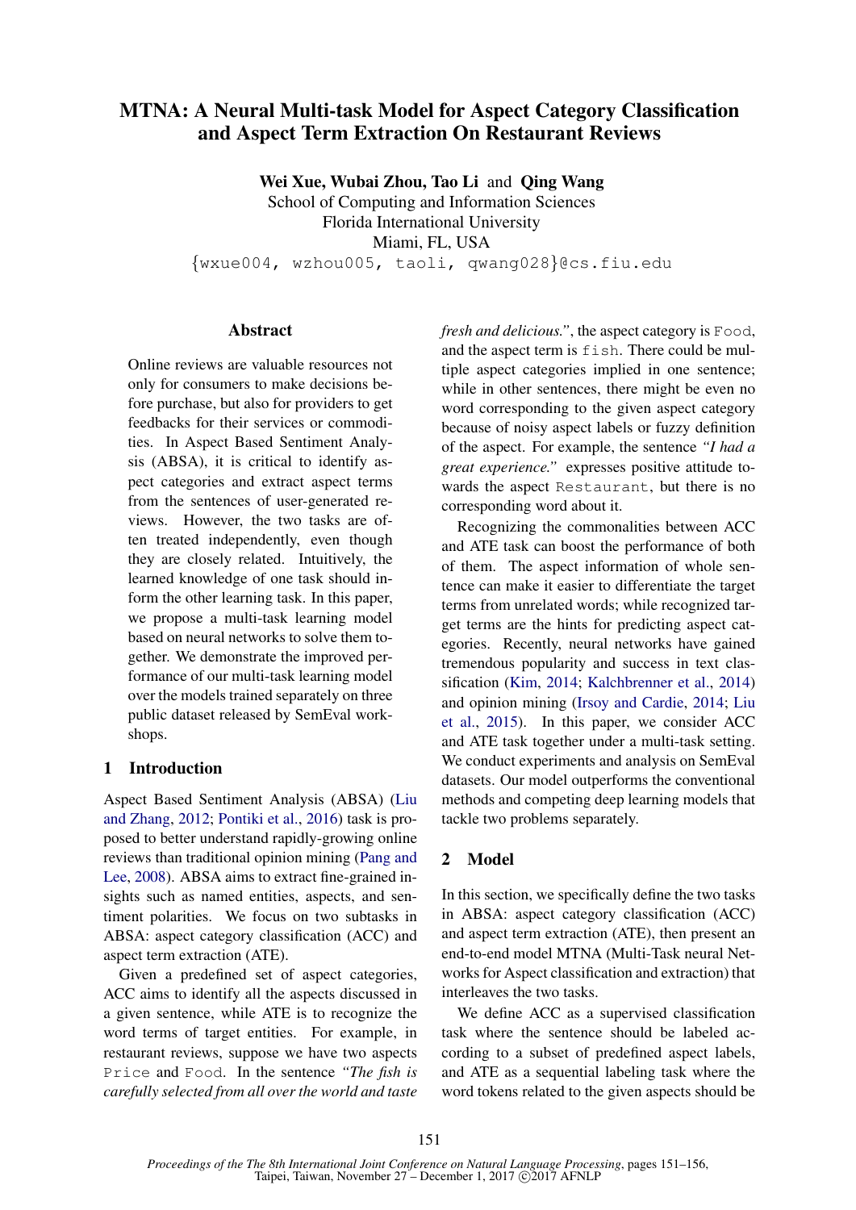# MTNA: A Neural Multi-task Model for Aspect Category Classification and Aspect Term Extraction On Restaurant Reviews

**Wei Xue, Wubai Zhou, Tao Li** and **Qing Wang**
School of Computing and Information Sciences
Florida International University
Miami, FL, USA
{wxue004, wzhou005, taoli, qwang028}@cs.fiu.edu

## Abstract

Online reviews are valuable resources not only for consumers to make decisions before purchase, but also for providers to get feedbacks for their services or commodities. In Aspect Based Sentiment Analysis (ABSA), it is critical to identify aspect categories and extract aspect terms from the sentences of user-generated reviews. However, the two tasks are often treated independently, even though they are closely related. Intuitively, the learned knowledge of one task should inform the other learning task. In this paper, we propose a multi-task learning model based on neural networks to solve them together. We demonstrate the improved performance of our multi-task learning model over the models trained separately on three public dataset released by SemEval workshops.

## 1 Introduction

Aspect Based Sentiment Analysis (ABSA) (Liu and Zhang, 2012; Pontiki et al., 2016) task is proposed to better understand rapidly-growing online reviews than traditional opinion mining (Pang and Lee, 2008). ABSA aims to extract fine-grained insights such as named entities, aspects, and sentiment polarities. We focus on two subtasks in ABSA: aspect category classification (ACC) and aspect term extraction (ATE).

Given a predefined set of aspect categories, ACC aims to identify all the aspects discussed in a given sentence, while ATE is to recognize the word terms of target entities. For example, in restaurant reviews, suppose we have two aspects `Price` and `Food`. In the sentence *"The fish is carefully selected from all over the world and taste fresh and delicious."*, the aspect category is `Food`, and the aspect term is `fish`. There could be multiple aspect categories implied in one sentence; while in other sentences, there might be even no word corresponding to the given aspect category because of noisy aspect labels or fuzzy definition of the aspect. For example, the sentence *"I had a great experience."* expresses positive attitude towards the aspect `Restaurant`, but there is no corresponding word about it.

Recognizing the commonalities between ACC and ATE task can boost the performance of both of them. The aspect information of whole sentence can make it easier to differentiate the target terms from unrelated words; while recognized target terms are the hints for predicting aspect categories. Recently, neural networks have gained tremendous popularity and success in text classification (Kim, 2014; Kalchbrenner et al., 2014) and opinion mining (Irsoy and Cardie, 2014; Liu et al., 2015). In this paper, we consider ACC and ATE task together under a multi-task setting. We conduct experiments and analysis on SemEval datasets. Our model outperforms the conventional methods and competing deep learning models that tackle two problems separately.

## 2 Model

In this section, we specifically define the two tasks in ABSA: aspect category classification (ACC) and aspect term extraction (ATE), then present an end-to-end model MTNA (Multi-Task neural Networks for Aspect classification and extraction) that interleaves the two tasks.

We define ACC as a supervised classification task where the sentence should be labeled according to a subset of predefined aspect labels, and ATE as a sequential labeling task where the word tokens related to the given aspects should be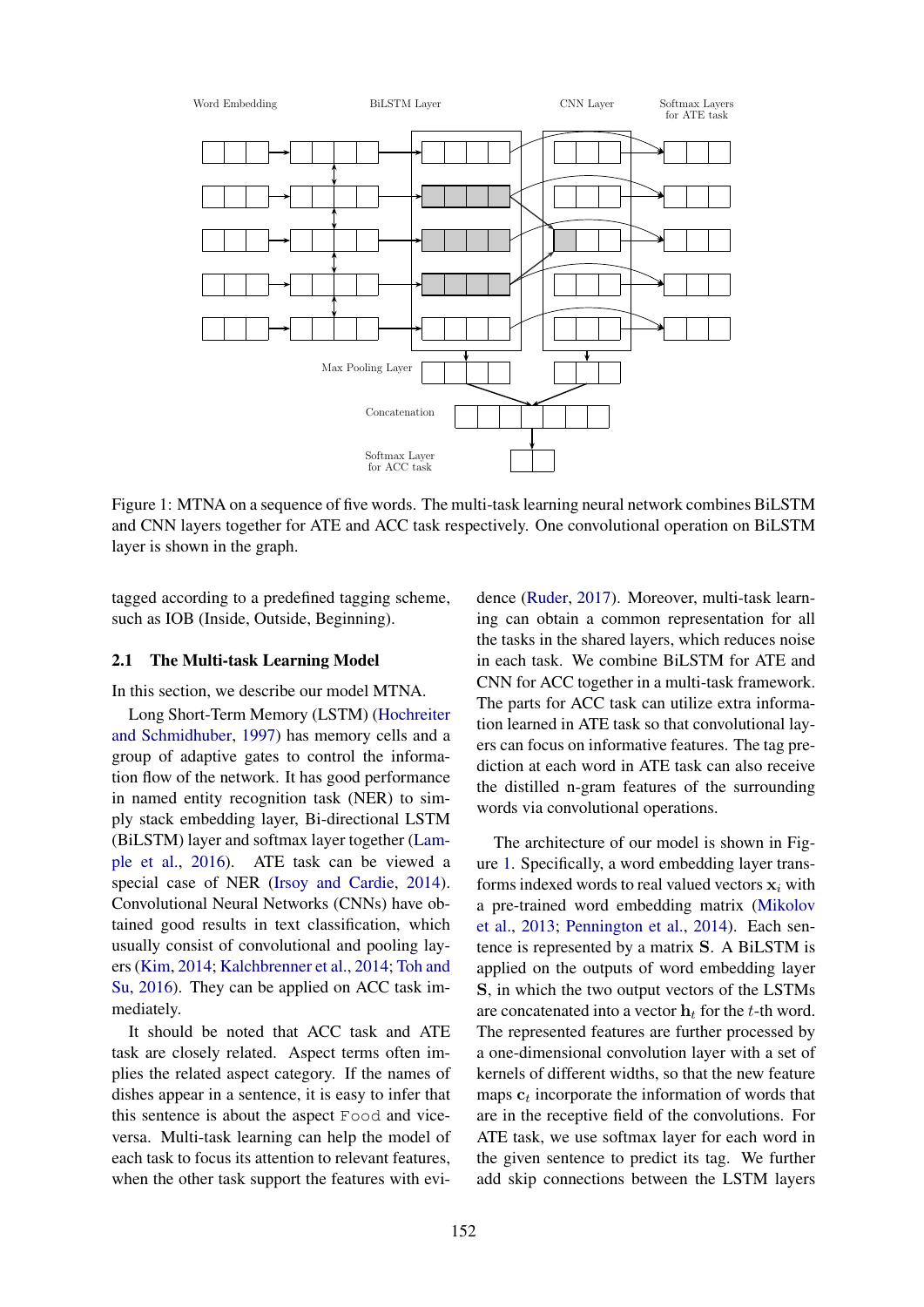Figure 1: MTNA on a sequence of five words. The multi-task learning neural network combines BiLSTM and CNN layers together for ATE and ACC task respectively. One convolutional operation on BiLSTM layer is shown in the graph.

tagged according to a predefined tagging scheme, such as IOB (Inside, Outside, Beginning).

### 2.1 The Multi-task Learning Model

In this section, we describe our model MTNA.

Long Short-Term Memory (LSTM) (Hochreiter and Schmidhuber, 1997) has memory cells and a group of adaptive gates to control the information flow of the network. It has good performance in named entity recognition task (NER) to simply stack embedding layer, Bi-directional LSTM (BiLSTM) layer and softmax layer together (Lample et al., 2016). ATE task can be viewed a special case of NER (Irsoy and Cardie, 2014). Convolutional Neural Networks (CNNs) have obtained good results in text classification, which usually consist of convolutional and pooling layers (Kim, 2014; Kalchbrenner et al., 2014; Toh and Su, 2016). They can be applied on ACC task immediately.

It should be noted that ACC task and ATE task are closely related. Aspect terms often implies the related aspect category. If the names of dishes appear in a sentence, it is easy to infer that this sentence is about the aspect `Food` and vice-versa. Multi-task learning can help the model of each task to focus its attention to relevant features, when the other task support the features with evidence (Ruder, 2017). Moreover, multi-task learning can obtain a common representation for all the tasks in the shared layers, which reduces noise in each task. We combine BiLSTM for ATE and CNN for ACC together in a multi-task framework. The parts for ACC task can utilize extra information learned in ATE task so that convolutional layers can focus on informative features. The tag prediction at each word in ATE task can also receive the distilled n-gram features of the surrounding words via convolutional operations.

The architecture of our model is shown in Figure 1. Specifically, a word embedding layer transforms indexed words to real valued vectors $\mathbf{x}_i$ with a pre-trained word embedding matrix (Mikolov et al., 2013; Pennington et al., 2014). Each sentence is represented by a matrix $\mathbf{S}$. A BiLSTM is applied on the outputs of word embedding layer $\mathbf{S}$, in which the two output vectors of the LSTMs are concatenated into a vector $\mathbf{h}_t$ for the $t$-th word. The represented features are further processed by a one-dimensional convolution layer with a set of kernels of different widths, so that the new feature maps $\mathbf{c}_t$ incorporate the information of words that are in the receptive field of the convolutions. For ATE task, we use softmax layer for each word in the given sentence to predict its tag. We further add skip connections between the LSTM layers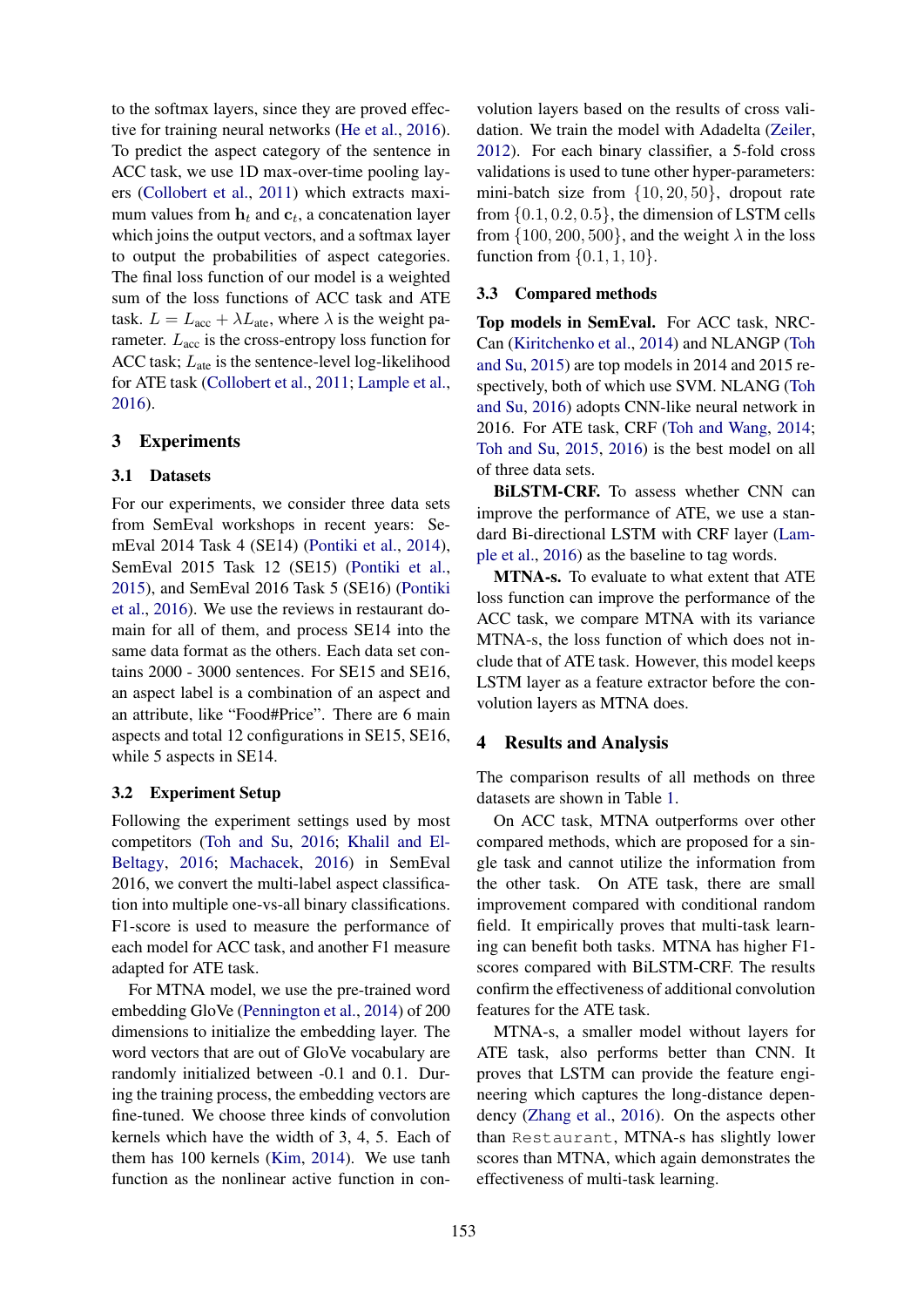to the softmax layers, since they are proved effective for training neural networks (He et al., 2016). To predict the aspect category of the sentence in ACC task, we use 1D max-over-time pooling layers (Collobert et al., 2011) which extracts maximum values from $\mathbf{h}_t$ and $\mathbf{c}_t$, a concatenation layer which joins the output vectors, and a softmax layer to output the probabilities of aspect categories. The final loss function of our model is a weighted sum of the loss functions of ACC task and ATE task. $L = L_{\text{acc}} + \lambda L_{\text{ate}}$, where $\lambda$ is the weight parameter. $L_{\text{acc}}$ is the cross-entropy loss function for ACC task; $L_{\text{ate}}$ is the sentence-level log-likelihood for ATE task (Collobert et al., 2011; Lample et al., 2016).

## 3 Experiments

### 3.1 Datasets

For our experiments, we consider three data sets from SemEval workshops in recent years: SemEval 2014 Task 4 (SE14) (Pontiki et al., 2014), SemEval 2015 Task 12 (SE15) (Pontiki et al., 2015), and SemEval 2016 Task 5 (SE16) (Pontiki et al., 2016). We use the reviews in restaurant domain for all of them, and process SE14 into the same data format as the others. Each data set contains 2000 - 3000 sentences. For SE15 and SE16, an aspect label is a combination of an aspect and an attribute, like "Food#Price". There are 6 main aspects and total 12 configurations in SE15, SE16, while 5 aspects in SE14.

### 3.2 Experiment Setup

Following the experiment settings used by most competitors (Toh and Su, 2016; Khalil and El-Beltagy, 2016; Machacek, 2016) in SemEval 2016, we convert the multi-label aspect classification into multiple one-vs-all binary classifications. F1-score is used to measure the performance of each model for ACC task, and another F1 measure adapted for ATE task.

For MTNA model, we use the pre-trained word embedding GloVe (Pennington et al., 2014) of 200 dimensions to initialize the embedding layer. The word vectors that are out of GloVe vocabulary are randomly initialized between -0.1 and 0.1. During the training process, the embedding vectors are fine-tuned. We choose three kinds of convolution kernels which have the width of 3, 4, 5. Each of them has 100 kernels (Kim, 2014). We use tanh function as the nonlinear active function in convolution layers based on the results of cross validation. We train the model with Adadelta (Zeiler, 2012). For each binary classifier, a 5-fold cross validations is used to tune other hyper-parameters: mini-batch size from $\{10, 20, 50\}$, dropout rate from $\{0.1, 0.2, 0.5\}$, the dimension of LSTM cells from $\{100, 200, 500\}$, and the weight $\lambda$ in the loss function from $\{0.1, 1, 10\}$.

### 3.3 Compared methods

**Top models in SemEval.** For ACC task, NRC-Can (Kiritchenko et al., 2014) and NLANGP (Toh and Su, 2015) are top models in 2014 and 2015 respectively, both of which use SVM. NLANG (Toh and Su, 2016) adopts CNN-like neural network in 2016. For ATE task, CRF (Toh and Wang, 2014; Toh and Su, 2015, 2016) is the best model on all of three data sets.

**BiLSTM-CRF.** To assess whether CNN can improve the performance of ATE, we use a standard Bi-directional LSTM with CRF layer (Lample et al., 2016) as the baseline to tag words.

**MTNA-s.** To evaluate to what extent that ATE loss function can improve the performance of the ACC task, we compare MTNA with its variance MTNA-s, the loss function of which does not include that of ATE task. However, this model keeps LSTM layer as a feature extractor before the convolution layers as MTNA does.

## 4 Results and Analysis

The comparison results of all methods on three datasets are shown in Table 1.

On ACC task, MTNA outperforms over other compared methods, which are proposed for a single task and cannot utilize the information from the other task. On ATE task, there are small improvement compared with conditional random field. It empirically proves that multi-task learning can benefit both tasks. MTNA has higher F1-scores compared with BiLSTM-CRF. The results confirm the effectiveness of additional convolution features for the ATE task.

MTNA-s, a smaller model without layers for ATE task, also performs better than CNN. It proves that LSTM can provide the feature engineering which captures the long-distance dependency (Zhang et al., 2016). On the aspects other than `Restaurant`, MTNA-s has slightly lower scores than MTNA, which again demonstrates the effectiveness of multi-task learning.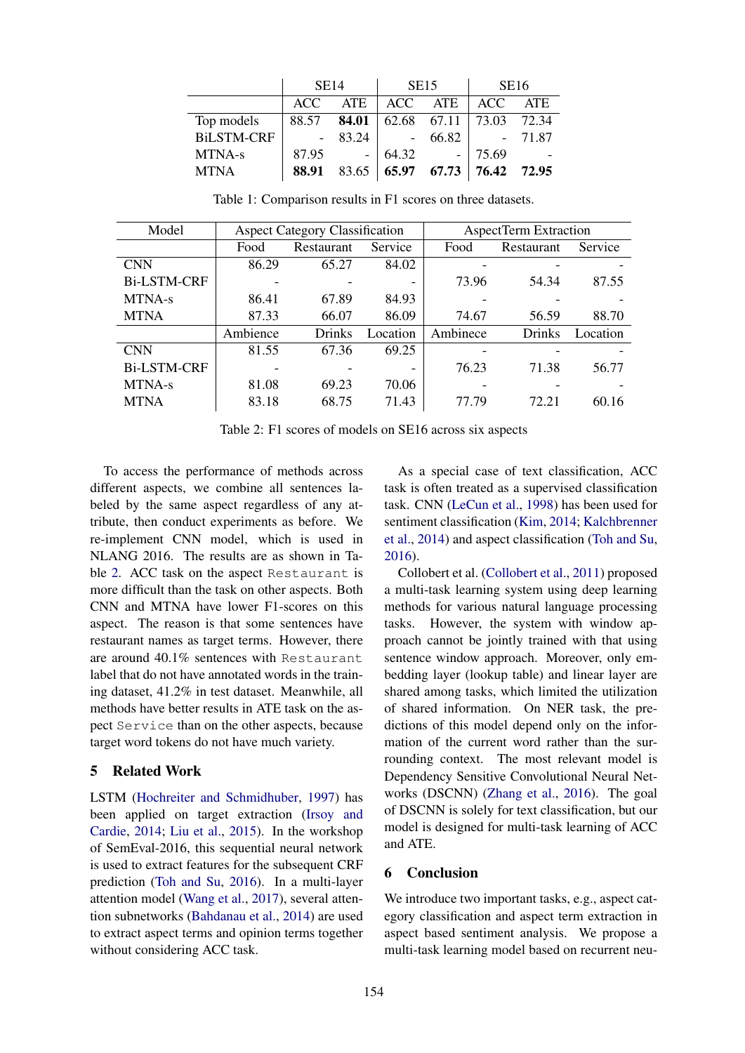| | SE14 | | SE15 | | SE16 | |
|---|---|---|---|---|---|---|
| | ACC | ATE | ACC | ATE | ACC | ATE |
| Top models | 88.57 | **84.01** | 62.68 | 67.11 | 73.03 | 72.34 |
| BiLSTM-CRF | - | 83.24 | - | 66.82 | - | 71.87 |
| MTNA-s | 87.95 | - | 64.32 | - | 75.69 | - |
| MTNA | **88.91** | 83.65 | **65.97** | **67.73** | **76.42** | **72.95** |

Table 1: Comparison results in F1 scores on three datasets.

| Model | Aspect Category Classification | | | AspectTerm Extraction | | |
|---|---|---|---|---|---|---|
| | Food | Restaurant | Service | Food | Restaurant | Service |
| CNN | 86.29 | 65.27 | 84.02 | - | - | - |
| Bi-LSTM-CRF | - | - | - | 73.96 | 54.34 | 87.55 |
| MTNA-s | 86.41 | 67.89 | 84.93 | - | - | - |
| MTNA | 87.33 | 66.07 | 86.09 | 74.67 | 56.59 | 88.70 |
| | Ambience | Drinks | Location | Ambinece | Drinks | Location |
| CNN | 81.55 | 67.36 | 69.25 | - | - | - |
| Bi-LSTM-CRF | - | - | - | 76.23 | 71.38 | 56.77 |
| MTNA-s | 81.08 | 69.23 | 70.06 | - | - | - |
| MTNA | 83.18 | 68.75 | 71.43 | 77.79 | 72.21 | 60.16 |

Table 2: F1 scores of models on SE16 across six aspects

To access the performance of methods across different aspects, we combine all sentences labeled by the same aspect regardless of any attribute, then conduct experiments as before. We re-implement CNN model, which is used in NLANG 2016. The results are as shown in Table 2. ACC task on the aspect `Restaurant` is more difficult than the task on other aspects. Both CNN and MTNA have lower F1-scores on this aspect. The reason is that some sentences have restaurant names as target terms. However, there are around 40.1% sentences with `Restaurant` label that do not have annotated words in the training dataset, 41.2% in test dataset. Meanwhile, all methods have better results in ATE task on the aspect `Service` than on the other aspects, because target word tokens do not have much variety.

## 5 Related Work

LSTM (Hochreiter and Schmidhuber, 1997) has been applied on target extraction (Irsoy and Cardie, 2014; Liu et al., 2015). In the workshop of SemEval-2016, this sequential neural network is used to extract features for the subsequent CRF prediction (Toh and Su, 2016). In a multi-layer attention model (Wang et al., 2017), several attention subnetworks (Bahdanau et al., 2014) are used to extract aspect terms and opinion terms together without considering ACC task.

As a special case of text classification, ACC task is often treated as a supervised classification task. CNN (LeCun et al., 1998) has been used for sentiment classification (Kim, 2014; Kalchbrenner et al., 2014) and aspect classification (Toh and Su, 2016).

Collobert et al. (Collobert et al., 2011) proposed a multi-task learning system using deep learning methods for various natural language processing tasks. However, the system with window approach cannot be jointly trained with that using sentence window approach. Moreover, only embedding layer (lookup table) and linear layer are shared among tasks, which limited the utilization of shared information. On NER task, the predictions of this model depend only on the information of the current word rather than the surrounding context. The most relevant model is Dependency Sensitive Convolutional Neural Networks (DSCNN) (Zhang et al., 2016). The goal of DSCNN is solely for text classification, but our model is designed for multi-task learning of ACC and ATE.

## 6 Conclusion

We introduce two important tasks, e.g., aspect category classification and aspect term extraction in aspect based sentiment analysis. We propose a multi-task learning model based on recurrent neu-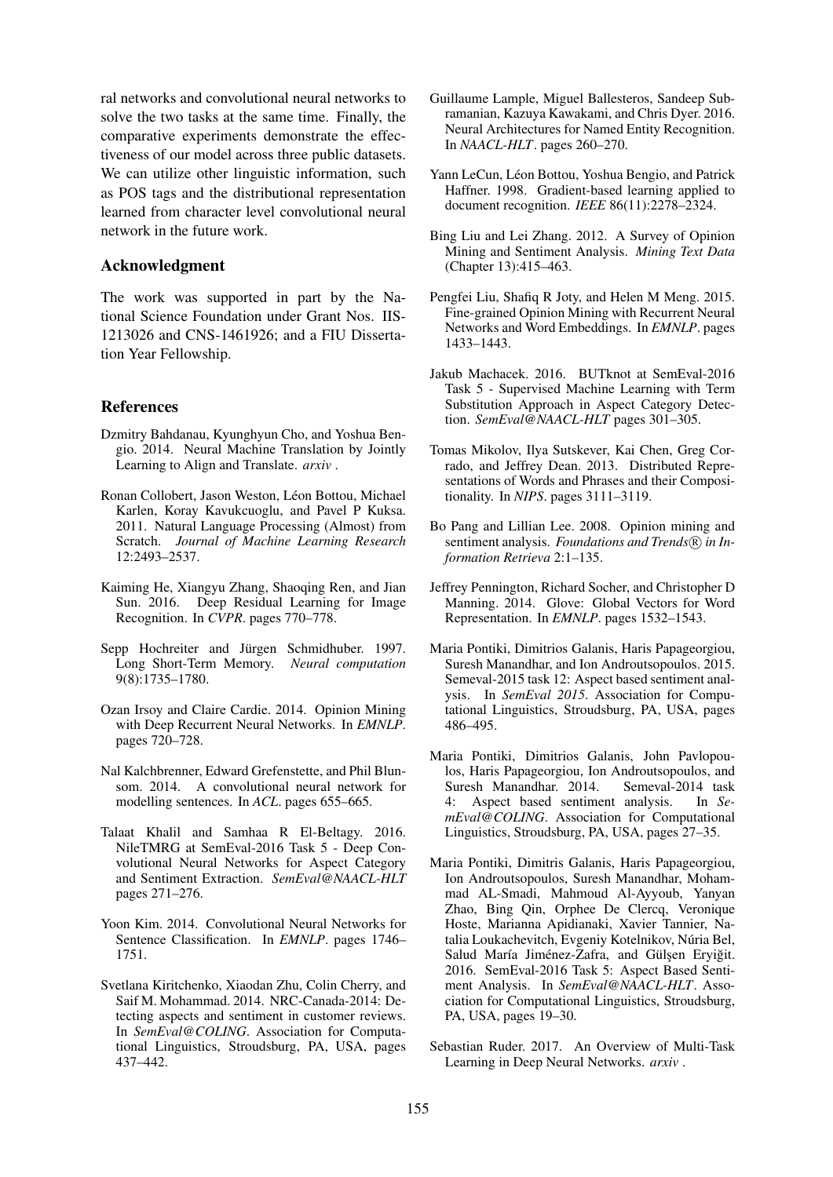ral networks and convolutional neural networks to solve the two tasks at the same time. Finally, the comparative experiments demonstrate the effectiveness of our model across three public datasets. We can utilize other linguistic information, such as POS tags and the distributional representation learned from character level convolutional neural network in the future work.

## Acknowledgment

The work was supported in part by the National Science Foundation under Grant Nos. IIS-1213026 and CNS-1461926; and a FIU Dissertation Year Fellowship.

## References

Dzmitry Bahdanau, Kyunghyun Cho, and Yoshua Bengio. 2014. Neural Machine Translation by Jointly Learning to Align and Translate. *arxiv* .

Ronan Collobert, Jason Weston, Léon Bottou, Michael Karlen, Koray Kavukcuoglu, and Pavel P Kuksa. 2011. Natural Language Processing (Almost) from Scratch. *Journal of Machine Learning Research* 12:2493–2537.

Kaiming He, Xiangyu Zhang, Shaoqing Ren, and Jian Sun. 2016. Deep Residual Learning for Image Recognition. In *CVPR*. pages 770–778.

Sepp Hochreiter and Jürgen Schmidhuber. 1997. Long Short-Term Memory. *Neural computation* 9(8):1735–1780.

Ozan Irsoy and Claire Cardie. 2014. Opinion Mining with Deep Recurrent Neural Networks. In *EMNLP*. pages 720–728.

Nal Kalchbrenner, Edward Grefenstette, and Phil Blunsom. 2014. A convolutional neural network for modelling sentences. In *ACL*. pages 655–665.

Talaat Khalil and Samhaa R El-Beltagy. 2016. NileTMRG at SemEval-2016 Task 5 - Deep Convolutional Neural Networks for Aspect Category and Sentiment Extraction. *SemEval@NAACL-HLT* pages 271–276.

Yoon Kim. 2014. Convolutional Neural Networks for Sentence Classification. In *EMNLP*. pages 1746–1751.

Svetlana Kiritchenko, Xiaodan Zhu, Colin Cherry, and Saif M. Mohammad. 2014. NRC-Canada-2014: Detecting aspects and sentiment in customer reviews. In *SemEval@COLING*. Association for Computational Linguistics, Stroudsburg, PA, USA, pages 437–442.

Guillaume Lample, Miguel Ballesteros, Sandeep Subramanian, Kazuya Kawakami, and Chris Dyer. 2016. Neural Architectures for Named Entity Recognition. In *NAACL-HLT*. pages 260–270.

Yann LeCun, Léon Bottou, Yoshua Bengio, and Patrick Haffner. 1998. Gradient-based learning applied to document recognition. *IEEE* 86(11):2278–2324.

Bing Liu and Lei Zhang. 2012. A Survey of Opinion Mining and Sentiment Analysis. *Mining Text Data* (Chapter 13):415–463.

Pengfei Liu, Shafiq R Joty, and Helen M Meng. 2015. Fine-grained Opinion Mining with Recurrent Neural Networks and Word Embeddings. In *EMNLP*. pages 1433–1443.

Jakub Machacek. 2016. BUTknot at SemEval-2016 Task 5 - Supervised Machine Learning with Term Substitution Approach in Aspect Category Detection. *SemEval@NAACL-HLT* pages 301–305.

Tomas Mikolov, Ilya Sutskever, Kai Chen, Greg Corrado, and Jeffrey Dean. 2013. Distributed Representations of Words and Phrases and their Compositionality. In *NIPS*. pages 3111–3119.

Bo Pang and Lillian Lee. 2008. Opinion mining and sentiment analysis. *Foundations and Trends® in Information Retrieva* 2:1–135.

Jeffrey Pennington, Richard Socher, and Christopher D Manning. 2014. Glove: Global Vectors for Word Representation. In *EMNLP*. pages 1532–1543.

Maria Pontiki, Dimitrios Galanis, Haris Papageorgiou, Suresh Manandhar, and Ion Androutsopoulos. 2015. Semeval-2015 task 12: Aspect based sentiment analysis. In *SemEval 2015*. Association for Computational Linguistics, Stroudsburg, PA, USA, pages 486–495.

Maria Pontiki, Dimitrios Galanis, John Pavlopoulos, Haris Papageorgiou, Ion Androutsopoulos, and Suresh Manandhar. 2014. Semeval-2014 task 4: Aspect based sentiment analysis. In *SemEval@COLING*. Association for Computational Linguistics, Stroudsburg, PA, USA, pages 27–35.

Maria Pontiki, Dimitris Galanis, Haris Papageorgiou, Ion Androutsopoulos, Suresh Manandhar, Mohammad AL-Smadi, Mahmoud Al-Ayyoub, Yanyan Zhao, Bing Qin, Orphee De Clercq, Veronique Hoste, Marianna Apidianaki, Xavier Tannier, Natalia Loukachevitch, Evgeniy Kotelnikov, Núria Bel, Salud María Jiménez-Zafra, and Gülşen Eryiğit. 2016. SemEval-2016 Task 5: Aspect Based Sentiment Analysis. In *SemEval@NAACL-HLT*. Association for Computational Linguistics, Stroudsburg, PA, USA, pages 19–30.

Sebastian Ruder. 2017. An Overview of Multi-Task Learning in Deep Neural Networks. *arxiv* .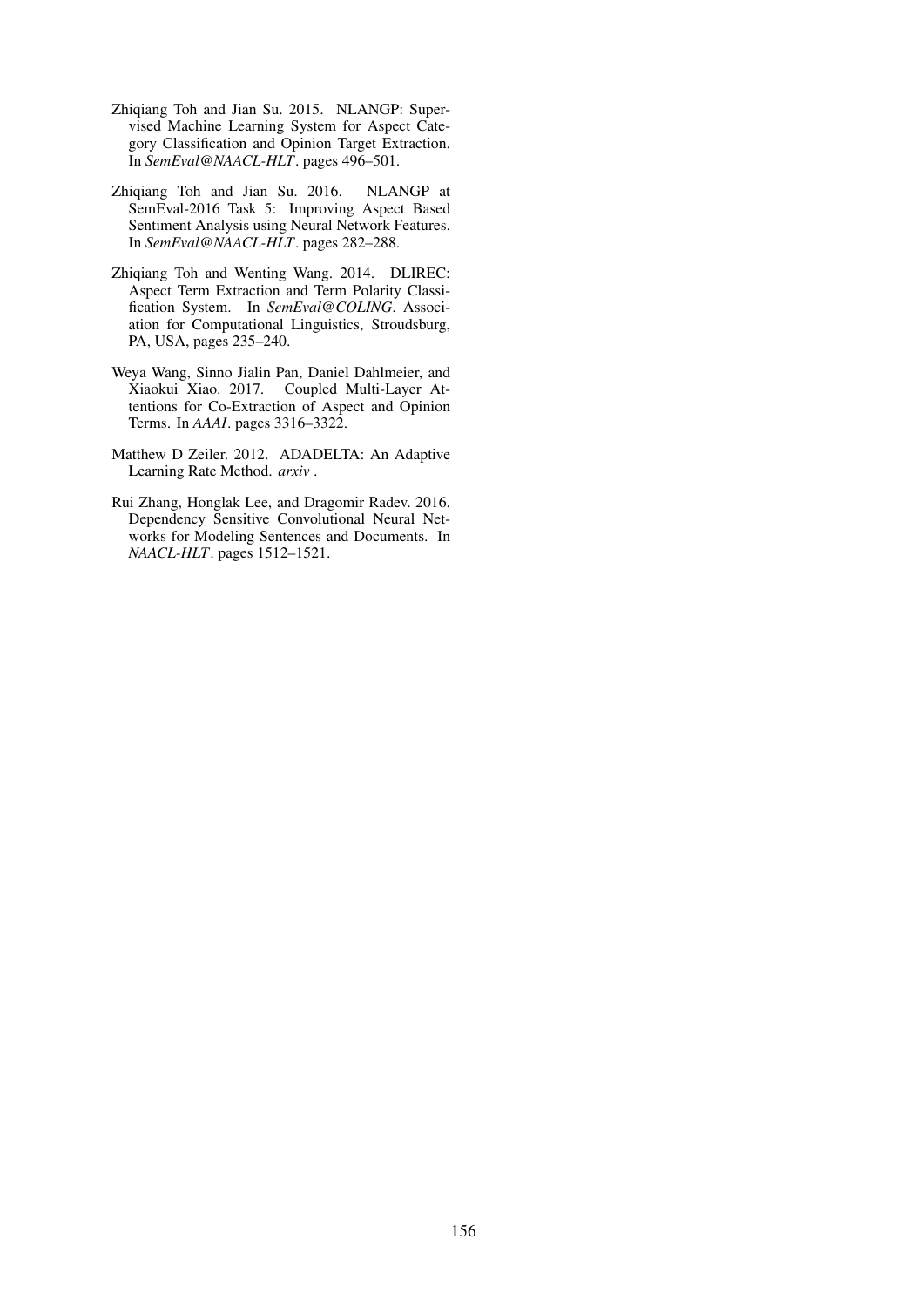Zhiqiang Toh and Jian Su. 2015. NLANGP: Supervised Machine Learning System for Aspect Category Classification and Opinion Target Extraction. In *SemEval@NAACL-HLT*. pages 496–501.

Zhiqiang Toh and Jian Su. 2016. NLANGP at SemEval-2016 Task 5: Improving Aspect Based Sentiment Analysis using Neural Network Features. In *SemEval@NAACL-HLT*. pages 282–288.

Zhiqiang Toh and Wenting Wang. 2014. DLIREC: Aspect Term Extraction and Term Polarity Classification System. In *SemEval@COLING*. Association for Computational Linguistics, Stroudsburg, PA, USA, pages 235–240.

Weya Wang, Sinno Jialin Pan, Daniel Dahlmeier, and Xiaokui Xiao. 2017. Coupled Multi-Layer Attentions for Co-Extraction of Aspect and Opinion Terms. In *AAAI*. pages 3316–3322.

Matthew D Zeiler. 2012. ADADELTA: An Adaptive Learning Rate Method. *arxiv* .

Rui Zhang, Honglak Lee, and Dragomir Radev. 2016. Dependency Sensitive Convolutional Neural Networks for Modeling Sentences and Documents. In *NAACL-HLT*. pages 1512–1521.